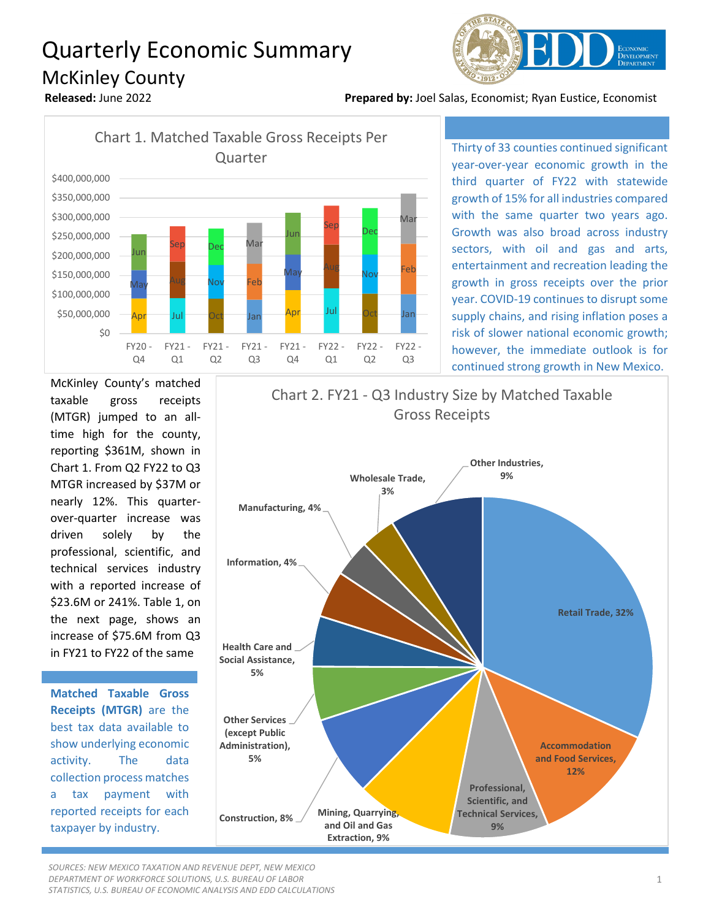# Quarterly Economic Summary

## McKinley County

**Released:** June 2022

**Prepared by:** Joel Salas, Economist; Ryan Eustice, Economist

Chart 1. Matched Taxable Gross Receipts Per Quarter

Thirty of 33 counties continued significant year-over-year economic growth in the third quarter of FY22 with statewide growth of 15% for all industries compared with the same quarter two years ago. Growth was also broad across industry sectors, with oil and gas and arts, entertainment and recreation leading the growth in gross receipts over the prior year. COVID-19 continues to disrupt some supply chains, and rising inflation poses a risk of slower national economic growth; however, the immediate outlook is for continued strong growth in New Mexico.

McKinley County's matched taxable gross receipts (MTGR) jumped to an all-time high for the county, reporting $361M, shown in Chart 1. From Q2 FY22 to Q3 MTGR increased by $37M or nearly 12%. This quarter-over-quarter increase was driven solely by the professional, scientific, and technical services industry with a reported increase of $23.6M or 241%. Table 1, on the next page, shows an increase of $75.6M from Q3 in FY21 to FY22 of the same

**Matched Taxable Gross Receipts (MTGR)** are the best tax data available to show underlying economic activity. The data collection process matches a tax payment with reported receipts for each taxpayer by industry.

Chart 2. FY21 - Q3 Industry Size by Matched Taxable Gross Receipts

*SOURCES: NEW MEXICO TAXATION AND REVENUE DEPT, NEW MEXICO DEPARTMENT OF WORKFORCE SOLUTIONS, U.S. BUREAU OF LABOR STATISTICS, U.S. BUREAU OF ECONOMIC ANALYSIS AND EDD CALCULATIONS*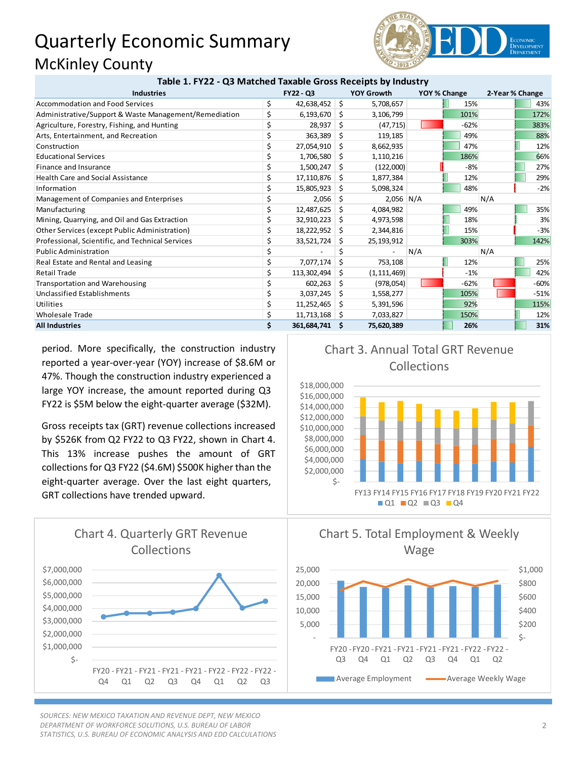# Quarterly Economic Summary

## McKinley County

**Table 1. FY22 - Q3 Matched Taxable Gross Receipts by Industry**

| Industries | FY22 - Q3 | YOY Growth | YOY % Change | 2-Year % Change |
|---|---|---|---|---|
| Accommodation and Food Services | $ 42,638,452 | $ 5,708,657 | 15% | 43% |
| Administrative/Support & Waste Management/Remediation | $ 6,193,670 | $ 3,106,799 | 101% | 172% |
| Agriculture, Forestry, Fishing, and Hunting | $ 28,937 | $ (47,715) | -62% | 383% |
| Arts, Entertainment, and Recreation | $ 363,389 | $ 119,185 | 49% | 88% |
| Construction | $ 27,054,910 | $ 8,662,935 | 47% | 12% |
| Educational Services | $ 1,706,580 | $ 1,110,216 | 186% | 66% |
| Finance and Insurance | $ 1,500,247 | $ (122,000) | -8% | 27% |
| Health Care and Social Assistance | $ 17,110,876 | $ 1,877,384 | 12% | 29% |
| Information | $ 15,805,923 | $ 5,098,324 | 48% | -2% |
| Management of Companies and Enterprises | $ 2,056 | $ 2,056 | N/A | N/A |
| Manufacturing | $ 12,487,625 | $ 4,084,982 | 49% | 35% |
| Mining, Quarrying, and Oil and Gas Extraction | $ 32,910,223 | $ 4,973,598 | 18% | 3% |
| Other Services (except Public Administration) | $ 18,222,952 | $ 2,344,816 | 15% | -3% |
| Professional, Scientific, and Technical Services | $ 33,521,724 | $ 25,193,912 | 303% | 142% |
| Public Administration | $ - | $ - | N/A | N/A |
| Real Estate and Rental and Leasing | $ 7,077,174 | $ 753,108 | 12% | 25% |
| Retail Trade | $ 113,302,494 | $ (1,111,469) | -1% | 42% |
| Transportation and Warehousing | $ 602,263 | $ (978,054) | -62% | -60% |
| Unclassified Establishments | $ 3,037,245 | $ 1,558,277 | 105% | -51% |
| Utilities | $ 11,252,465 | $ 5,391,596 | 92% | 115% |
| Wholesale Trade | $ 11,713,168 | $ 7,033,827 | 150% | 12% |
| **All Industries** | **$ 361,684,741** | **$ 75,620,389** | **26%** | **31%** |

period. More specifically, the construction industry reported a year-over-year (YOY) increase of $8.6M or 47%. Though the construction industry experienced a large YOY increase, the amount reported during Q3 FY22 is $5M below the eight-quarter average ($32M).

Gross receipts tax (GRT) revenue collections increased by $526K from Q2 FY22 to Q3 FY22, shown in Chart 4. This 13% increase pushes the amount of GRT collections for Q3 FY22 ($4.6M) $500K higher than the eight-quarter average. Over the last eight quarters, GRT collections have trended upward.

Chart 3. Annual Total GRT Revenue Collections

Chart 4. Quarterly GRT Revenue Collections

Chart 5. Total Employment & Weekly Wage

*SOURCES: NEW MEXICO TAXATION AND REVENUE DEPT, NEW MEXICO DEPARTMENT OF WORKFORCE SOLUTIONS, U.S. BUREAU OF LABOR STATISTICS, U.S. BUREAU OF ECONOMIC ANALYSIS AND EDD CALCULATIONS*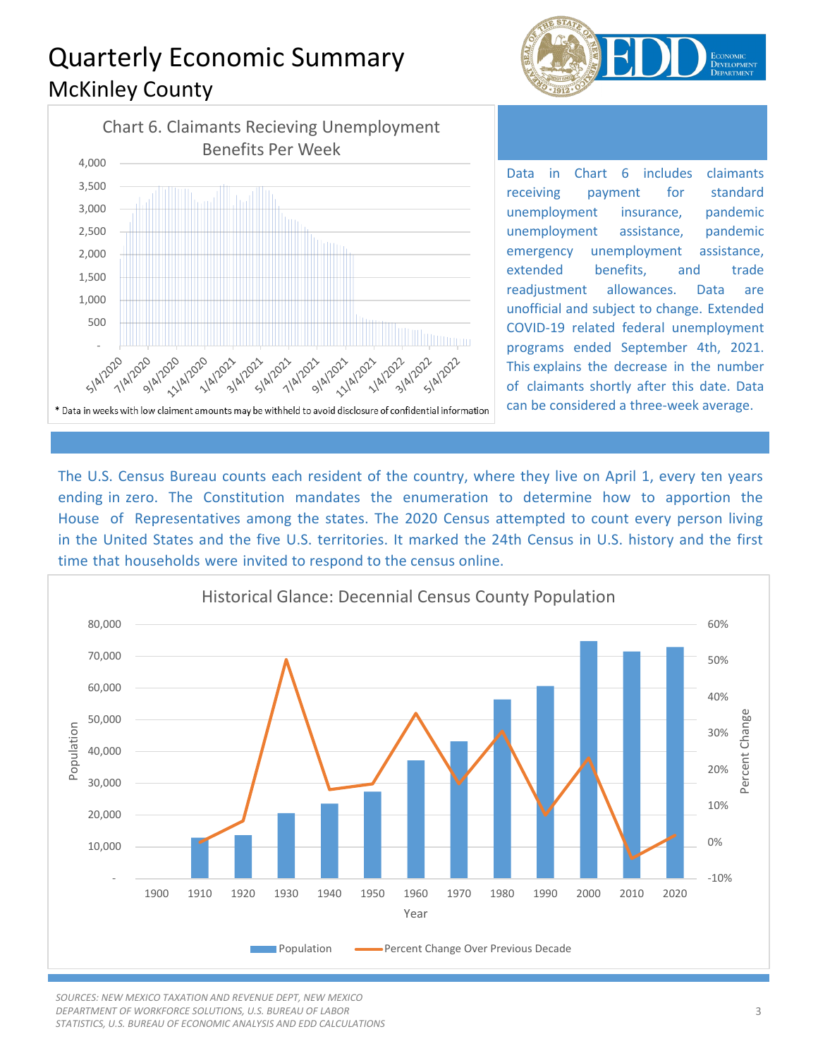# Quarterly Economic Summary
## McKinley County

Chart 6. Claimants Recieving Unemployment Benefits Per Week

4,000
3,500
3,000
2,500
2,000
1,500
1,000
500
-

5/4/2020 7/4/2020 9/4/2020 11/4/2020 1/4/2021 3/4/2021 5/4/2021 7/4/2021 9/4/2021 11/4/2021 1/4/2022 3/4/2022 5/4/2022

* Data in weeks with low claiment amounts may be withheld to avoid disclosure of confidential information

Data in Chart 6 includes claimants receiving payment for standard unemployment insurance, pandemic unemployment assistance, pandemic emergency unemployment assistance, extended benefits, and trade readjustment allowances. Data are unofficial and subject to change. Extended COVID-19 related federal unemployment programs ended September 4th, 2021. This explains the decrease in the number of claimants shortly after this date. Data can be considered a three-week average.

The U.S. Census Bureau counts each resident of the country, where they live on April 1, every ten years ending in zero. The Constitution mandates the enumeration to determine how to apportion the House of Representatives among the states. The 2020 Census attempted to count every person living in the United States and the five U.S. territories. It marked the 24th Census in U.S. history and the first time that households were invited to respond to the census online.

Historical Glance: Decennial Census County Population

Population
80,000
70,000
60,000
50,000
40,000
30,000
20,000
10,000
-

Percent Change
60%
50%
40%
30%
20%
10%
0%
-10%

Year
1900 1910 1920 1930 1940 1950 1960 1970 1980 1990 2000 2010 2020

Population
Percent Change Over Previous Decade

*SOURCES: NEW MEXICO TAXATION AND REVENUE DEPT, NEW MEXICO DEPARTMENT OF WORKFORCE SOLUTIONS, U.S. BUREAU OF LABOR STATISTICS, U.S. BUREAU OF ECONOMIC ANALYSIS AND EDD CALCULATIONS*